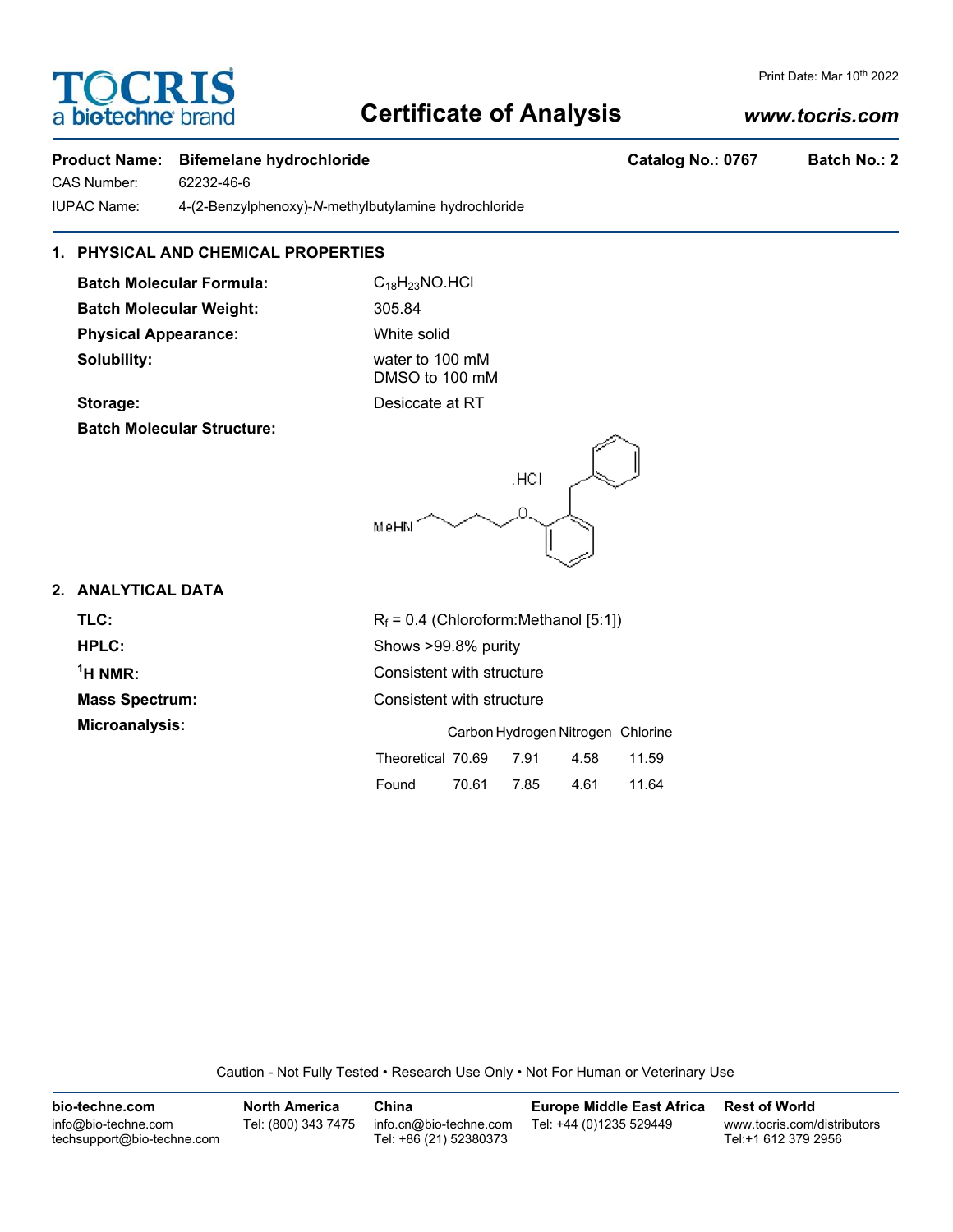# Certificate of Analysis

Print Date: Mar 10th 2022

www.tocris.com

**Product Name: Bifemelane hydrochloride** **Catalog No.: 0767** **Batch No.: 2**

CAS Number: 62232-46-6

IUPAC Name: 4-(2-Benzylphenoxy)-*N*-methylbutylamine hydrochloride

## 1. PHYSICAL AND CHEMICAL PROPERTIES

**Batch Molecular Formula:** $C_{18}H_{23}NO.HCl$

**Batch Molecular Weight:** 305.84

**Physical Appearance:** White solid

**Solubility:** water to 100 mM
DMSO to 100 mM

**Storage:** Desiccate at RT

**Batch Molecular Structure:**

## 2. ANALYTICAL DATA

**TLC:** $R_f$ = 0.4 (Chloroform:Methanol [5:1])

**HPLC:** Shows >99.8% purity

**$^1$H NMR:** Consistent with structure

**Mass Spectrum:** Consistent with structure

**Microanalysis:**

| | Carbon | Hydrogen | Nitrogen | Chlorine |
|---|---|---|---|---|
| Theoretical | 70.69 | 7.91 | 4.58 | 11.59 |
| Found | 70.61 | 7.85 | 4.61 | 11.64 |

Caution - Not Fully Tested • Research Use Only • Not For Human or Veterinary Use

**bio-techne.com**
info@bio-techne.com
techsupport@bio-techne.com

**North America**
Tel: (800) 343 7475

**China**
info.cn@bio-techne.com
Tel: +86 (21) 52380373

**Europe Middle East Africa**
Tel: +44 (0)1235 529449

**Rest of World**
www.tocris.com/distributors
Tel:+1 612 379 2956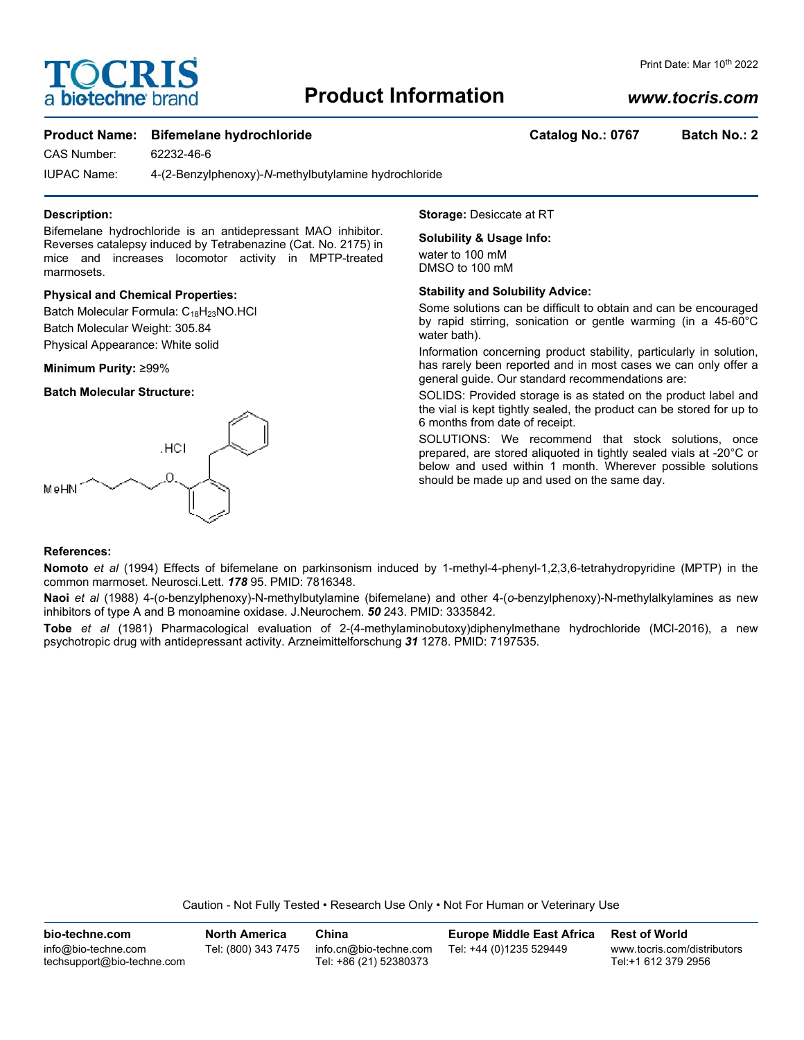# Product Information

**www.tocris.com**

Print Date: Mar 10th 2022

**Product Name:** **Bifemelane hydrochloride** **Catalog No.: 0767** **Batch No.: 2**

CAS Number: 62232-46-6

IUPAC Name: 4-(2-Benzylphenoxy)-*N*-methylbutylamine hydrochloride

### Description:

Bifemelane hydrochloride is an antidepressant MAO inhibitor. Reverses catalepsy induced by Tetrabenazine (Cat. No. 2175) in mice and increases locomotor activity in MPTP-treated marmosets.

### Physical and Chemical Properties:

Batch Molecular Formula: $C_{18}H_{23}NO.HCl$

Batch Molecular Weight: 305.84

Physical Appearance: White solid

**Minimum Purity:** ≥99%

### Batch Molecular Structure:

.HCl

MeHN

O

**Storage:** Desiccate at RT

### Solubility & Usage Info:

water to 100 mM

DMSO to 100 mM

### Stability and Solubility Advice:

Some solutions can be difficult to obtain and can be encouraged by rapid stirring, sonication or gentle warming (in a 45-60°C water bath).

Information concerning product stability, particularly in solution, has rarely been reported and in most cases we can only offer a general guide. Our standard recommendations are:

SOLIDS: Provided storage is as stated on the product label and the vial is kept tightly sealed, the product can be stored for up to 6 months from date of receipt.

SOLUTIONS: We recommend that stock solutions, once prepared, are stored aliquoted in tightly sealed vials at -20°C or below and used within 1 month. Wherever possible solutions should be made up and used on the same day.

### References:

**Nomoto** *et al* (1994) Effects of bifemelane on parkinsonism induced by 1-methyl-4-phenyl-1,2,3,6-tetrahydropyridine (MPTP) in the common marmoset. Neurosci.Lett. ***178*** 95. PMID: 7816348.

**Naoi** *et al* (1988) 4-(*o*-benzylphenoxy)-N-methylbutylamine (bifemelane) and other 4-(*o*-benzylphenoxy)-N-methylalkylamines as new inhibitors of type A and B monoamine oxidase. J.Neurochem. ***50*** 243. PMID: 3335842.

**Tobe** *et al* (1981) Pharmacological evaluation of 2-(4-methylaminobutoxy)diphenylmethane hydrochloride (MCI-2016), a new psychotropic drug with antidepressant activity. Arzneimittelforschung ***31*** 1278. PMID: 7197535.

Caution - Not Fully Tested • Research Use Only • Not For Human or Veterinary Use

| **bio-techne.com** | **North America** | **China** | **Europe Middle East Africa** | **Rest of World** |
|---|---|---|---|---|
| info@bio-techne.com<br>techsupport@bio-techne.com | Tel: (800) 343 7475 | info.cn@bio-techne.com<br>Tel: +86 (21) 52380373 | Tel: +44 (0)1235 529449 | www.tocris.com/distributors<br>Tel:+1 612 379 2956 |